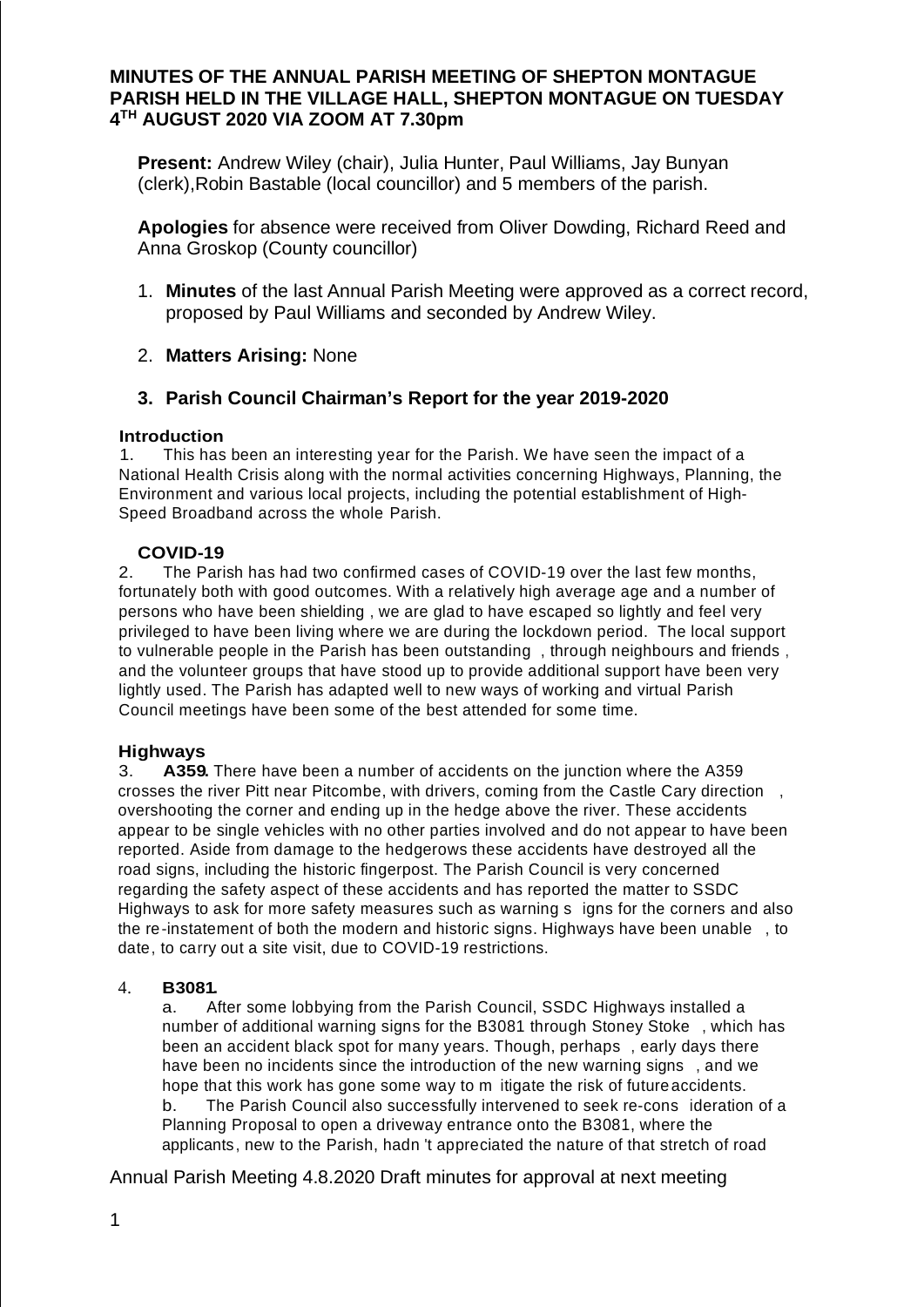# MINUTES OF THE ANNUAL PARISH MEETING OF SHEPTON MONTAGUE PARISH HELD IN THE VILLAGE HALL, SHEPTON MONTAGUE ON TUESDAY 4TH AUGUST 2020 VIA ZOOM AT 7.30pm

**Present:** Andrew Wiley (chair), Julia Hunter, Paul Williams, Jay Bunyan (clerk),Robin Bastable (local councillor) and 5 members of the parish.

**Apologies** for absence were received from Oliver Dowding, Richard Reed and Anna Groskop (County councillor)

1. **Minutes** of the last Annual Parish Meeting were approved as a correct record, proposed by Paul Williams and seconded by Andrew Wiley.

2. **Matters Arising:** None

3. **Parish Council Chairman's Report for the year 2019-2020**

**Introduction**

1. This has been an interesting year for the Parish. We have seen the impact of a National Health Crisis along with the normal activities concerning Highways, Planning, the Environment and various local projects, including the potential establishment of High-Speed Broadband across the whole Parish.

**COVID-19**

2. The Parish has had two confirmed cases of COVID-19 over the last few months, fortunately both with good outcomes. With a relatively high average age and a number of persons who have been shielding, we are glad to have escaped so lightly and feel very privileged to have been living where we are during the lockdown period. The local support to vulnerable people in the Parish has been outstanding, through neighbours and friends, and the volunteer groups that have stood up to provide additional support have been very lightly used. The Parish has adapted well to new ways of working and virtual Parish Council meetings have been some of the best attended for some time.

**Highways**

3. **A359.** There have been a number of accidents on the junction where the A359 crosses the river Pitt near Pitcombe, with drivers, coming from the Castle Cary direction, overshooting the corner and ending up in the hedge above the river. These accidents appear to be single vehicles with no other parties involved and do not appear to have been reported. Aside from damage to the hedgerows these accidents have destroyed all the road signs, including the historic fingerpost. The Parish Council is very concerned regarding the safety aspect of these accidents and has reported the matter to SSDC Highways to ask for more safety measures such as warning signs for the corners and also the re-instatement of both the modern and historic signs. Highways have been unable, to date, to carry out a site visit, due to COVID-19 restrictions.

4. **B3081.**

   a. After some lobbying from the Parish Council, SSDC Highways installed a number of additional warning signs for the B3081 through Stoney Stoke, which has been an accident black spot for many years. Though, perhaps, early days there have been no incidents since the introduction of the new warning signs, and we hope that this work has gone some way to mitigate the risk of future accidents.

   b. The Parish Council also successfully intervened to seek re-consideration of a Planning Proposal to open a driveway entrance onto the B3081, where the applicants, new to the Parish, hadn't appreciated the nature of that stretch of road

Annual Parish Meeting 4.8.2020 Draft minutes for approval at next meeting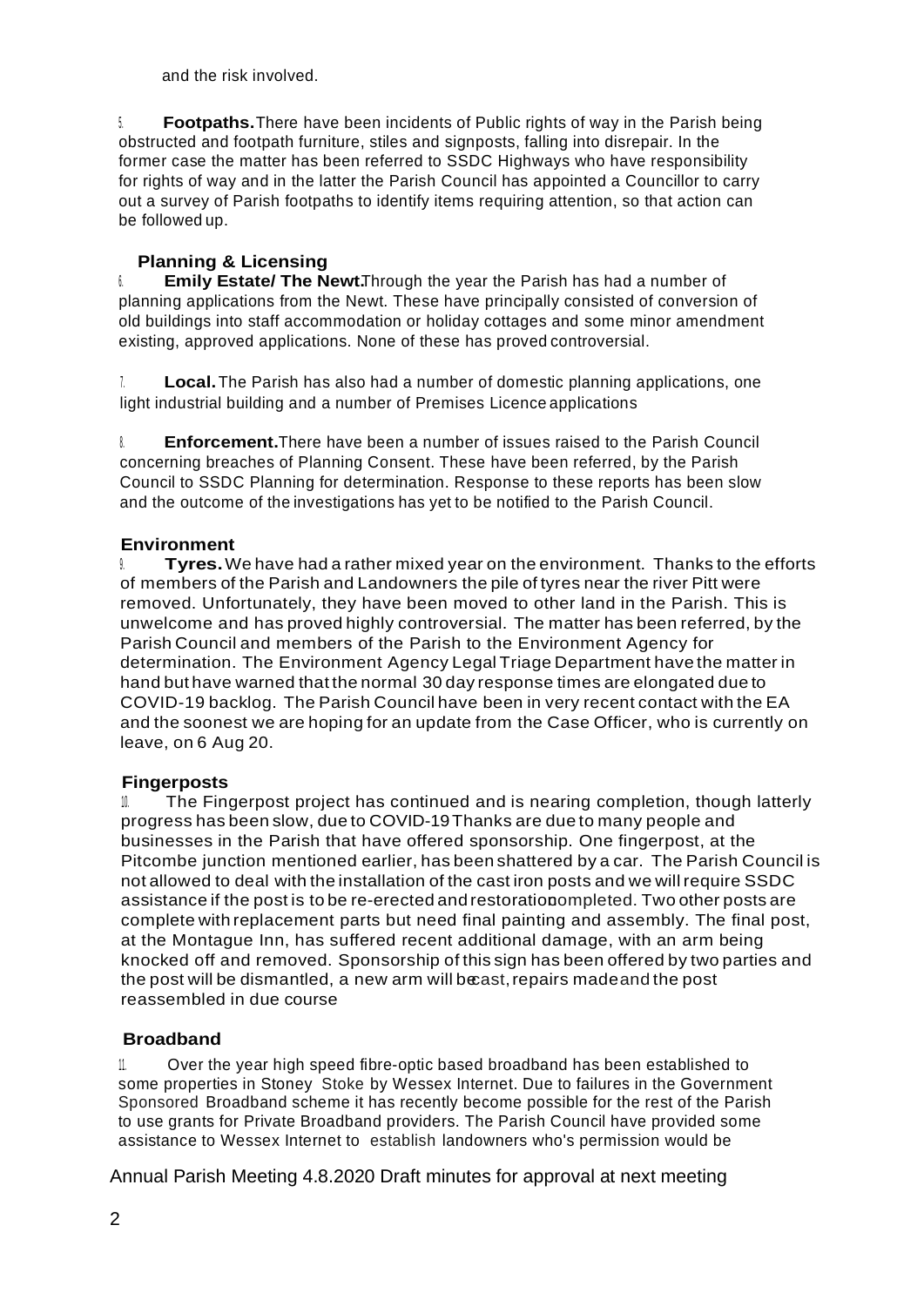and the risk involved.

5. **Footpaths.** There have been incidents of Public rights of way in the Parish being obstructed and footpath furniture, stiles and signposts, falling into disrepair. In the former case the matter has been referred to SSDC Highways who have responsibility for rights of way and in the latter the Parish Council has appointed a Councillor to carry out a survey of Parish footpaths to identify items requiring attention, so that action can be followed up.

**Planning & Licensing**

6. **Emily Estate/ The Newt.** Through the year the Parish has had a number of planning applications from the Newt. These have principally consisted of conversion of old buildings into staff accommodation or holiday cottages and some minor amendment existing, approved applications. None of these has proved controversial.

7. **Local.** The Parish has also had a number of domestic planning applications, one light industrial building and a number of Premises Licence applications

8. **Enforcement.** There have been a number of issues raised to the Parish Council concerning breaches of Planning Consent. These have been referred, by the Parish Council to SSDC Planning for determination. Response to these reports has been slow and the outcome of the investigations has yet to be notified to the Parish Council.

**Environment**

9. **Tyres.** We have had a rather mixed year on the environment. Thanks to the efforts of members of the Parish and Landowners the pile of tyres near the river Pitt were removed. Unfortunately, they have been moved to other land in the Parish. This is unwelcome and has proved highly controversial. The matter has been referred, by the Parish Council and members of the Parish to the Environment Agency for determination. The Environment Agency Legal Triage Department have the matter in hand but have warned that the normal 30 day response times are elongated due to COVID-19 backlog. The Parish Council have been in very recent contact with the EA and the soonest we are hoping for an update from the Case Officer, who is currently on leave, on 6 Aug 20.

**Fingerposts**

10. The Fingerpost project has continued and is nearing completion, though latterly progress has been slow, due to COVID-19 Thanks are due to many people and businesses in the Parish that have offered sponsorship. One fingerpost, at the Pitcombe junction mentioned earlier, has been shattered by a car. The Parish Council is not allowed to deal with the installation of the cast iron posts and we will require SSDC assistance if the post is to be re-erected and restoration completed. Two other posts are complete with replacement parts but need final painting and assembly. The final post, at the Montague Inn, has suffered recent additional damage, with an arm being knocked off and removed. Sponsorship of this sign has been offered by two parties and the post will be dismantled, a new arm will be cast, repairs made and the post reassembled in due course

**Broadband**

11. Over the year high speed fibre-optic based broadband has been established to some properties in Stoney Stoke by Wessex Internet. Due to failures in the Government Sponsored Broadband scheme it has recently become possible for the rest of the Parish to use grants for Private Broadband providers. The Parish Council have provided some assistance to Wessex Internet to establish landowners who's permission would be

Annual Parish Meeting 4.8.2020 Draft minutes for approval at next meeting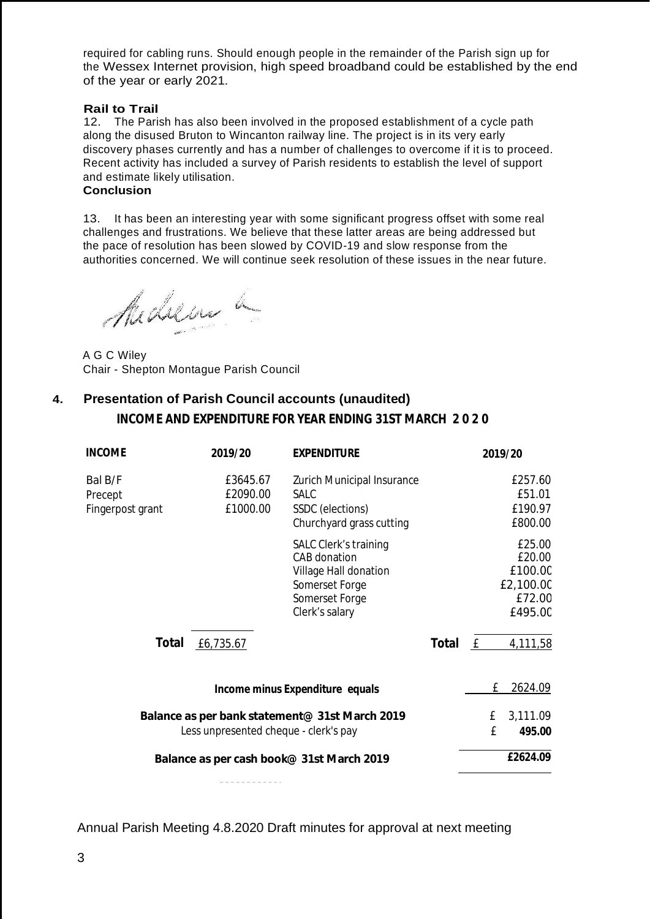required for cabling runs. Should enough people in the remainder of the Parish sign up for the Wessex Internet provision, high speed broadband could be established by the end of the year or early 2021.

**Rail to Trail**

12. The Parish has also been involved in the proposed establishment of a cycle path along the disused Bruton to Wincanton railway line. The project is in its very early discovery phases currently and has a number of challenges to overcome if it is to proceed. Recent activity has included a survey of Parish residents to establish the level of support and estimate likely utilisation.

**Conclusion**

13. It has been an interesting year with some significant progress offset with some real challenges and frustrations. We believe that these latter areas are being addressed but the pace of resolution has been slowed by COVID-19 and slow response from the authorities concerned. We will continue seek resolution of these issues in the near future.

A G C Wiley
Chair - Shepton Montague Parish Council

## 4. Presentation of Parish Council accounts (unaudited)

### INCOME AND EXPENDITURE FOR YEAR ENDING 31ST MARCH 2020

| INCOME | 2019/20 | EXPENDITURE | 2019/20 |
|---|---|---|---|
| Bal B/F | £3645.67 | Zurich Municipal Insurance | £257.60 |
| Precept | £2090.00 | SALC | £51.01 |
| Fingerpost grant | £1000.00 | SSDC (elections) | £190.97 |
| | | Churchyard grass cutting | £800.00 |
| | | SALC Clerk's training | £25.00 |
| | | CAB donation | £20.00 |
| | | Village Hall donation | £100.00 |
| | | Somerset Forge | £2,100.00 |
| | | Somerset Forge | £72.00 |
| | | Clerk's salary | £495.00 |
| **Total** | £6,735.67 | **Total** | £ 4,111,58 |

| | |
|---|---|
| **Income minus Expenditure equals** | £ 2624.09 |
| **Balance as per bank statement@ 31st March 2019** | £ 3,111.09 |
| Less unpresented cheque - clerk's pay | £ **495.00** |
| **Balance as per cash book@ 31st March 2019** | **£2624.09** |

Annual Parish Meeting 4.8.2020 Draft minutes for approval at next meeting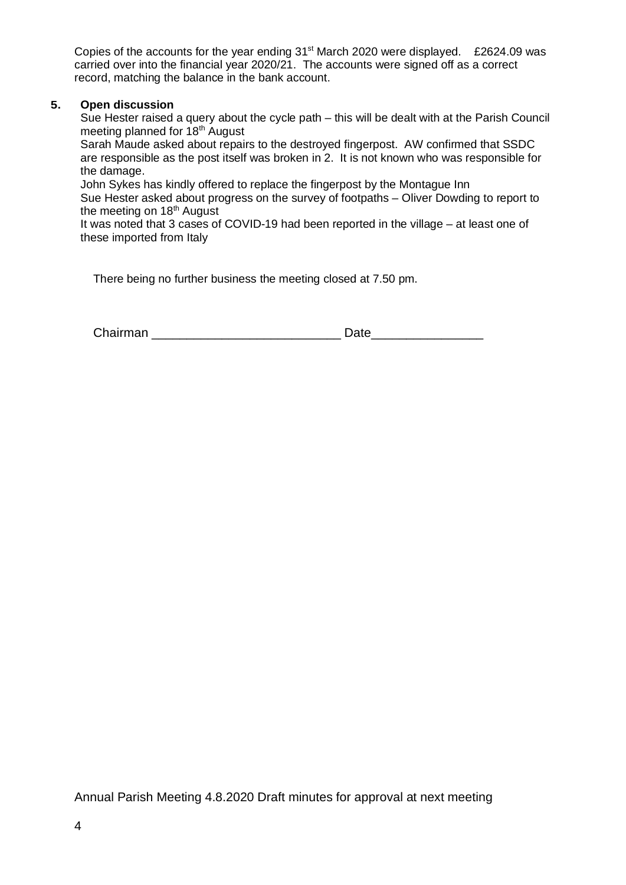Copies of the accounts for the year ending 31st March 2020 were displayed. £2624.09 was carried over into the financial year 2020/21. The accounts were signed off as a correct record, matching the balance in the bank account.

**5. Open discussion**

Sue Hester raised a query about the cycle path – this will be dealt with at the Parish Council meeting planned for 18th August

Sarah Maude asked about repairs to the destroyed fingerpost. AW confirmed that SSDC are responsible as the post itself was broken in 2. It is not known who was responsible for the damage.

John Sykes has kindly offered to replace the fingerpost by the Montague Inn

Sue Hester asked about progress on the survey of footpaths – Oliver Dowding to report to the meeting on 18th August

It was noted that 3 cases of COVID-19 had been reported in the village – at least one of these imported from Italy

There being no further business the meeting closed at 7.50 pm.

Chairman ___________________________ Date________________

Annual Parish Meeting 4.8.2020 Draft minutes for approval at next meeting